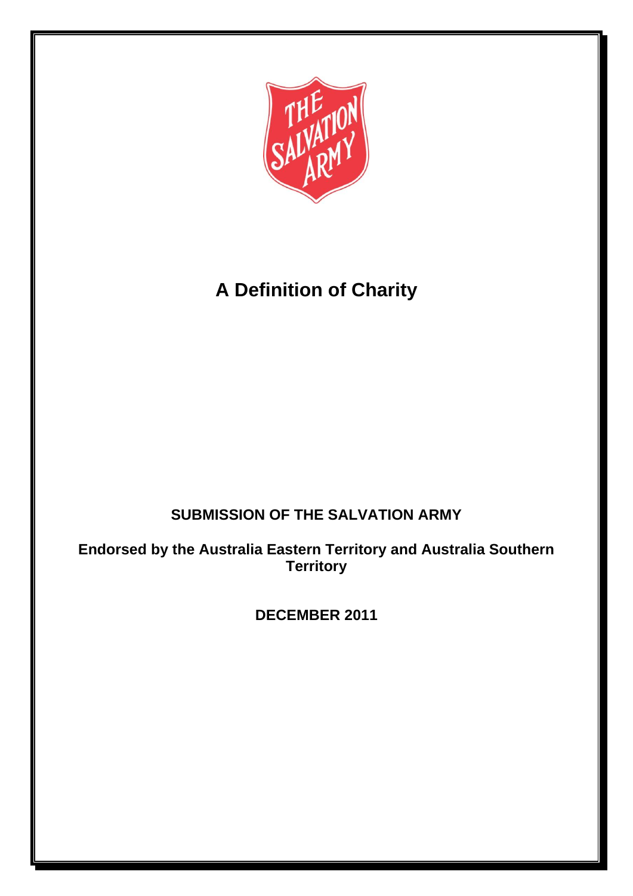# A Definition of Charity

**SUBMISSION OF THE SALVATION ARMY**

**Endorsed by the Australia Eastern Territory and Australia Southern Territory**

**DECEMBER 2011**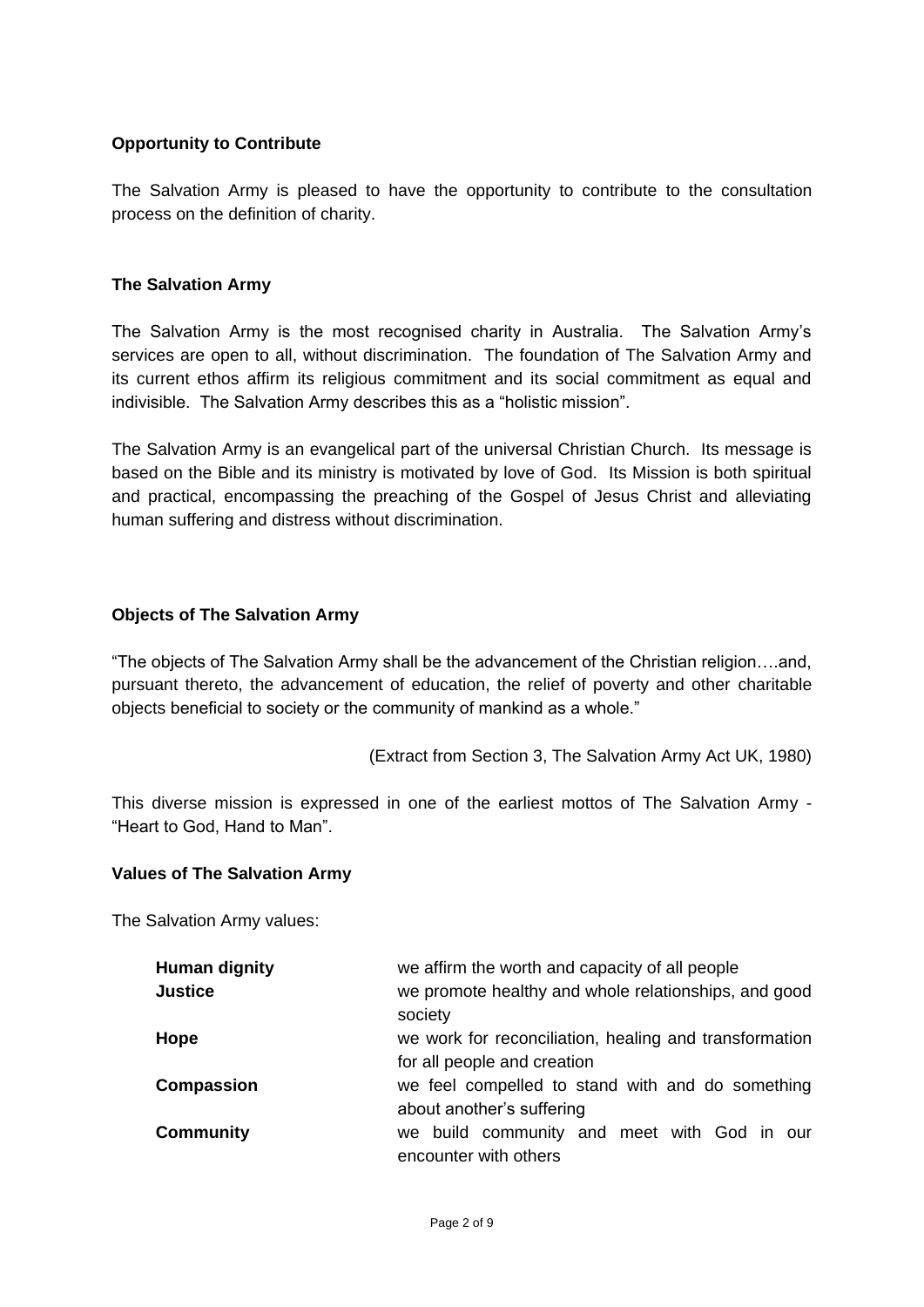**Opportunity to Contribute**

The Salvation Army is pleased to have the opportunity to contribute to the consultation process on the definition of charity.

**The Salvation Army**

The Salvation Army is the most recognised charity in Australia. The Salvation Army's services are open to all, without discrimination. The foundation of The Salvation Army and its current ethos affirm its religious commitment and its social commitment as equal and indivisible. The Salvation Army describes this as a "holistic mission".

The Salvation Army is an evangelical part of the universal Christian Church. Its message is based on the Bible and its ministry is motivated by love of God. Its Mission is both spiritual and practical, encompassing the preaching of the Gospel of Jesus Christ and alleviating human suffering and distress without discrimination.

**Objects of The Salvation Army**

"The objects of The Salvation Army shall be the advancement of the Christian religion….and, pursuant thereto, the advancement of education, the relief of poverty and other charitable objects beneficial to society or the community of mankind as a whole."

(Extract from Section 3, The Salvation Army Act UK, 1980)

This diverse mission is expressed in one of the earliest mottos of The Salvation Army - "Heart to God, Hand to Man".

**Values of The Salvation Army**

The Salvation Army values:

| | |
|---|---|
| **Human dignity** | we affirm the worth and capacity of all people |
| **Justice** | we promote healthy and whole relationships, and good society |
| **Hope** | we work for reconciliation, healing and transformation for all people and creation |
| **Compassion** | we feel compelled to stand with and do something about another's suffering |
| **Community** | we build community and meet with God in our encounter with others |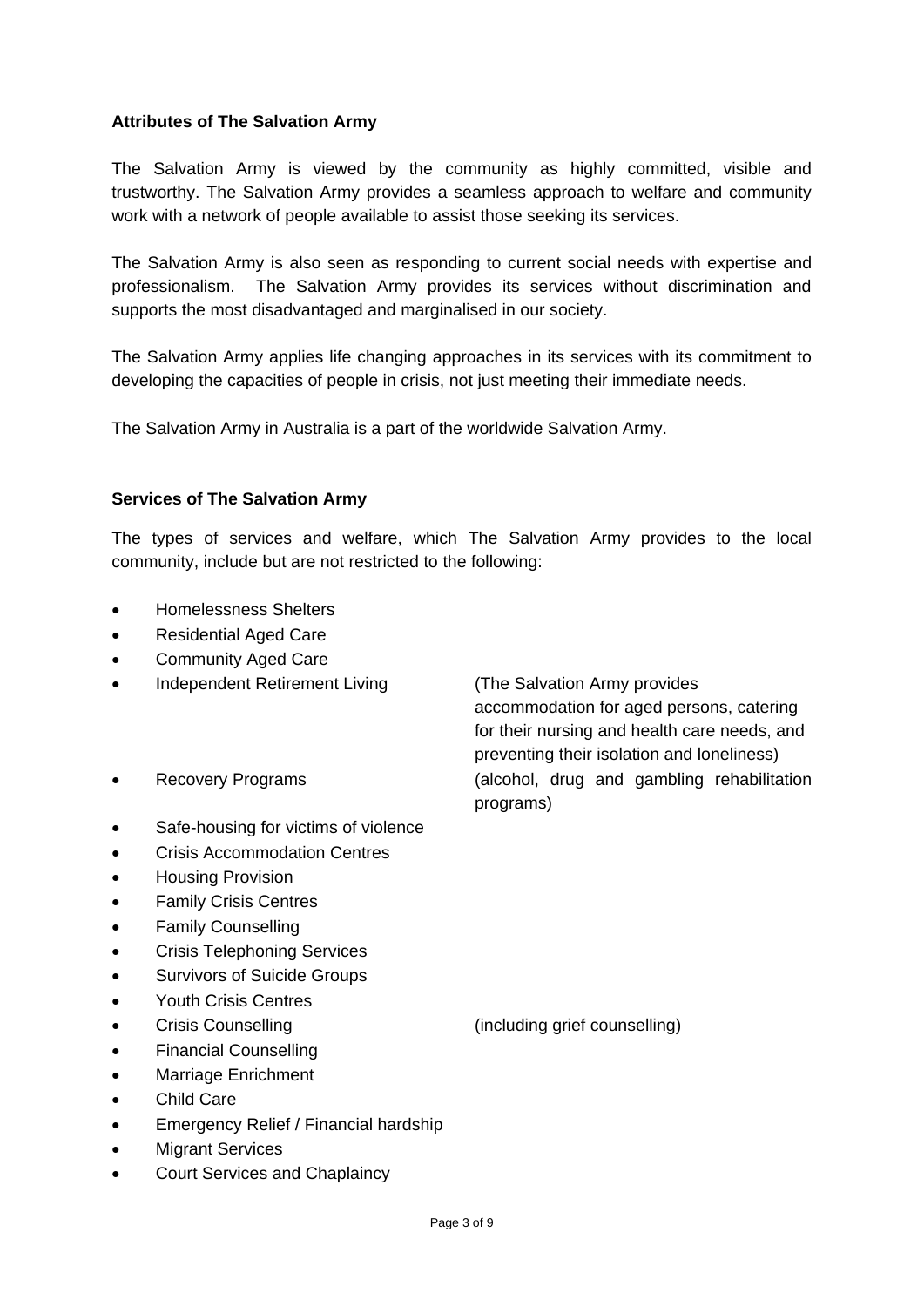**Attributes of The Salvation Army**

The Salvation Army is viewed by the community as highly committed, visible and trustworthy. The Salvation Army provides a seamless approach to welfare and community work with a network of people available to assist those seeking its services.

The Salvation Army is also seen as responding to current social needs with expertise and professionalism. The Salvation Army provides its services without discrimination and supports the most disadvantaged and marginalised in our society.

The Salvation Army applies life changing approaches in its services with its commitment to developing the capacities of people in crisis, not just meeting their immediate needs.

The Salvation Army in Australia is a part of the worldwide Salvation Army.

**Services of The Salvation Army**

The types of services and welfare, which The Salvation Army provides to the local community, include but are not restricted to the following:

- Homelessness Shelters
- Residential Aged Care
- Community Aged Care
- Independent Retirement Living (The Salvation Army provides accommodation for aged persons, catering for their nursing and health care needs, and preventing their isolation and loneliness)
- Recovery Programs (alcohol, drug and gambling rehabilitation programs)
- Safe-housing for victims of violence
- Crisis Accommodation Centres
- Housing Provision
- Family Crisis Centres
- Family Counselling
- Crisis Telephoning Services
- Survivors of Suicide Groups
- Youth Crisis Centres
- Crisis Counselling (including grief counselling)
- Financial Counselling
- Marriage Enrichment
- Child Care
- Emergency Relief / Financial hardship
- Migrant Services
- Court Services and Chaplaincy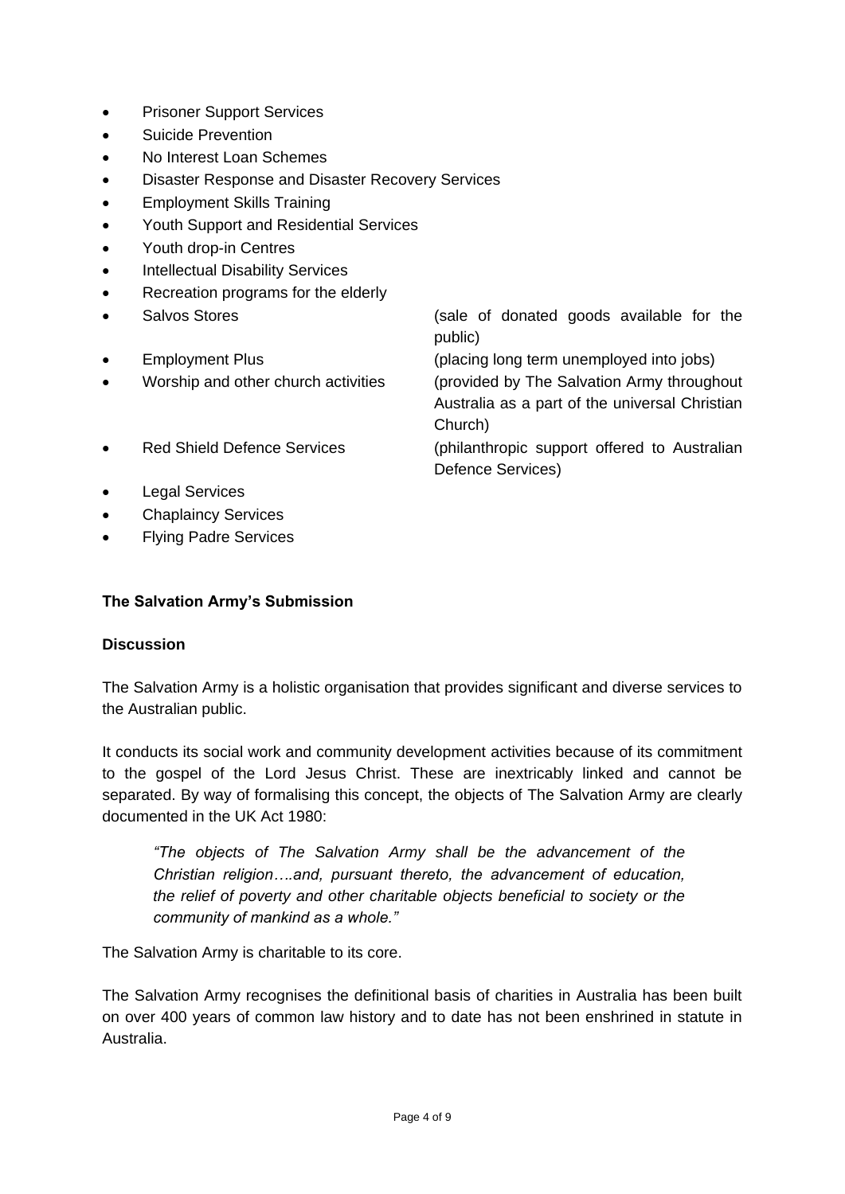- Prisoner Support Services
- Suicide Prevention
- No Interest Loan Schemes
- Disaster Response and Disaster Recovery Services
- Employment Skills Training
- Youth Support and Residential Services
- Youth drop-in Centres
- Intellectual Disability Services
- Recreation programs for the elderly
- Salvos Stores (sale of donated goods available for the public)
- Employment Plus (placing long term unemployed into jobs)
- Worship and other church activities (provided by The Salvation Army throughout Australia as a part of the universal Christian Church)
- Red Shield Defence Services (philanthropic support offered to Australian Defence Services)
- Legal Services
- Chaplaincy Services
- Flying Padre Services

**The Salvation Army's Submission**

**Discussion**

The Salvation Army is a holistic organisation that provides significant and diverse services to the Australian public.

It conducts its social work and community development activities because of its commitment to the gospel of the Lord Jesus Christ. These are inextricably linked and cannot be separated. By way of formalising this concept, the objects of The Salvation Army are clearly documented in the UK Act 1980:

> *"The objects of The Salvation Army shall be the advancement of the Christian religion….and, pursuant thereto, the advancement of education, the relief of poverty and other charitable objects beneficial to society or the community of mankind as a whole."*

The Salvation Army is charitable to its core.

The Salvation Army recognises the definitional basis of charities in Australia has been built on over 400 years of common law history and to date has not been enshrined in statute in Australia.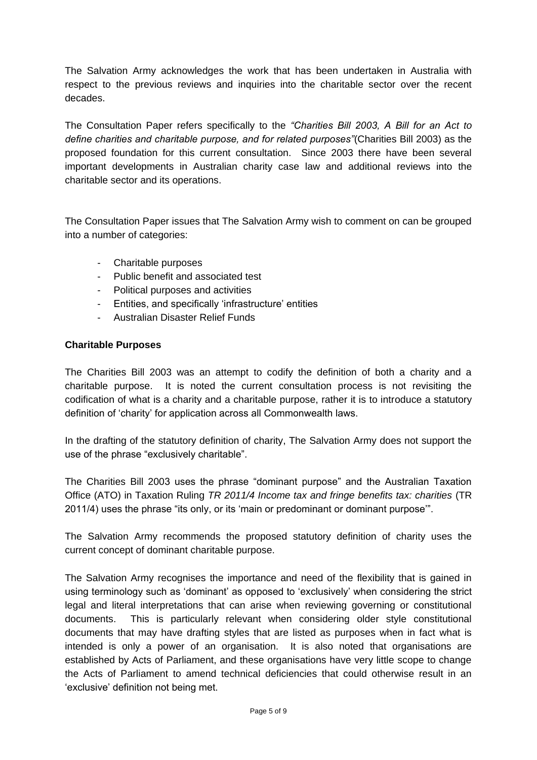The Salvation Army acknowledges the work that has been undertaken in Australia with respect to the previous reviews and inquiries into the charitable sector over the recent decades.

The Consultation Paper refers specifically to the *"Charities Bill 2003, A Bill for an Act to define charities and charitable purpose, and for related purposes"*(Charities Bill 2003) as the proposed foundation for this current consultation. Since 2003 there have been several important developments in Australian charity case law and additional reviews into the charitable sector and its operations.

The Consultation Paper issues that The Salvation Army wish to comment on can be grouped into a number of categories:

- Charitable purposes
- Public benefit and associated test
- Political purposes and activities
- Entities, and specifically 'infrastructure' entities
- Australian Disaster Relief Funds

**Charitable Purposes**

The Charities Bill 2003 was an attempt to codify the definition of both a charity and a charitable purpose. It is noted the current consultation process is not revisiting the codification of what is a charity and a charitable purpose, rather it is to introduce a statutory definition of 'charity' for application across all Commonwealth laws.

In the drafting of the statutory definition of charity, The Salvation Army does not support the use of the phrase "exclusively charitable".

The Charities Bill 2003 uses the phrase "dominant purpose" and the Australian Taxation Office (ATO) in Taxation Ruling *TR 2011/4 Income tax and fringe benefits tax: charities* (TR 2011/4) uses the phrase "its only, or its 'main or predominant or dominant purpose'".

The Salvation Army recommends the proposed statutory definition of charity uses the current concept of dominant charitable purpose.

The Salvation Army recognises the importance and need of the flexibility that is gained in using terminology such as 'dominant' as opposed to 'exclusively' when considering the strict legal and literal interpretations that can arise when reviewing governing or constitutional documents. This is particularly relevant when considering older style constitutional documents that may have drafting styles that are listed as purposes when in fact what is intended is only a power of an organisation. It is also noted that organisations are established by Acts of Parliament, and these organisations have very little scope to change the Acts of Parliament to amend technical deficiencies that could otherwise result in an 'exclusive' definition not being met.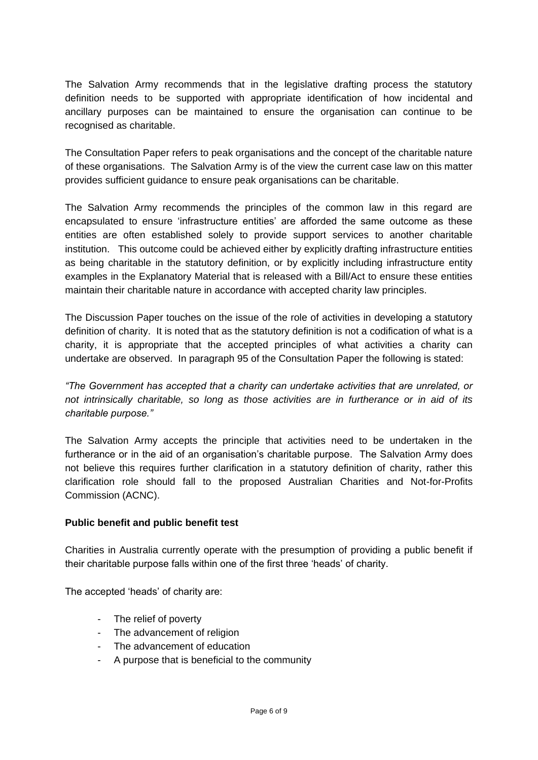The Salvation Army recommends that in the legislative drafting process the statutory definition needs to be supported with appropriate identification of how incidental and ancillary purposes can be maintained to ensure the organisation can continue to be recognised as charitable.

The Consultation Paper refers to peak organisations and the concept of the charitable nature of these organisations. The Salvation Army is of the view the current case law on this matter provides sufficient guidance to ensure peak organisations can be charitable.

The Salvation Army recommends the principles of the common law in this regard are encapsulated to ensure 'infrastructure entities' are afforded the same outcome as these entities are often established solely to provide support services to another charitable institution. This outcome could be achieved either by explicitly drafting infrastructure entities as being charitable in the statutory definition, or by explicitly including infrastructure entity examples in the Explanatory Material that is released with a Bill/Act to ensure these entities maintain their charitable nature in accordance with accepted charity law principles.

The Discussion Paper touches on the issue of the role of activities in developing a statutory definition of charity. It is noted that as the statutory definition is not a codification of what is a charity, it is appropriate that the accepted principles of what activities a charity can undertake are observed. In paragraph 95 of the Consultation Paper the following is stated:

*"The Government has accepted that a charity can undertake activities that are unrelated, or not intrinsically charitable, so long as those activities are in furtherance or in aid of its charitable purpose."*

The Salvation Army accepts the principle that activities need to be undertaken in the furtherance or in the aid of an organisation's charitable purpose. The Salvation Army does not believe this requires further clarification in a statutory definition of charity, rather this clarification role should fall to the proposed Australian Charities and Not-for-Profits Commission (ACNC).

**Public benefit and public benefit test**

Charities in Australia currently operate with the presumption of providing a public benefit if their charitable purpose falls within one of the first three 'heads' of charity.

The accepted 'heads' of charity are:

- The relief of poverty
- The advancement of religion
- The advancement of education
- A purpose that is beneficial to the community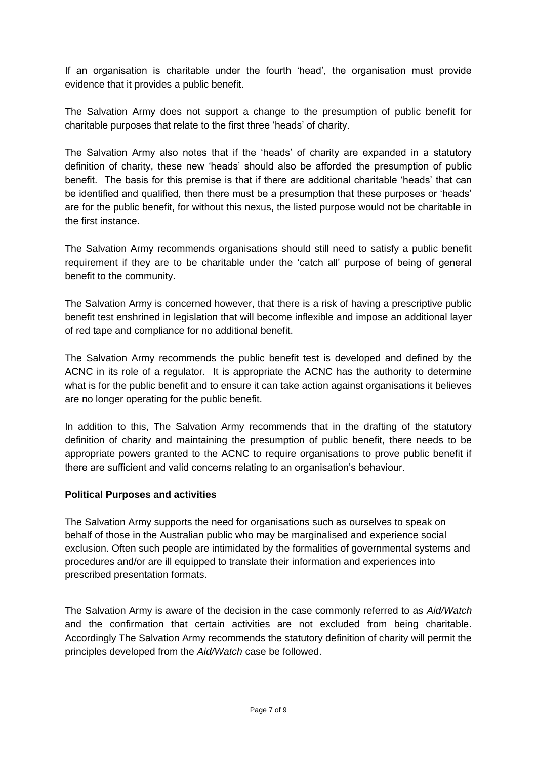If an organisation is charitable under the fourth 'head', the organisation must provide evidence that it provides a public benefit.

The Salvation Army does not support a change to the presumption of public benefit for charitable purposes that relate to the first three 'heads' of charity.

The Salvation Army also notes that if the 'heads' of charity are expanded in a statutory definition of charity, these new 'heads' should also be afforded the presumption of public benefit. The basis for this premise is that if there are additional charitable 'heads' that can be identified and qualified, then there must be a presumption that these purposes or 'heads' are for the public benefit, for without this nexus, the listed purpose would not be charitable in the first instance.

The Salvation Army recommends organisations should still need to satisfy a public benefit requirement if they are to be charitable under the 'catch all' purpose of being of general benefit to the community.

The Salvation Army is concerned however, that there is a risk of having a prescriptive public benefit test enshrined in legislation that will become inflexible and impose an additional layer of red tape and compliance for no additional benefit.

The Salvation Army recommends the public benefit test is developed and defined by the ACNC in its role of a regulator. It is appropriate the ACNC has the authority to determine what is for the public benefit and to ensure it can take action against organisations it believes are no longer operating for the public benefit.

In addition to this, The Salvation Army recommends that in the drafting of the statutory definition of charity and maintaining the presumption of public benefit, there needs to be appropriate powers granted to the ACNC to require organisations to prove public benefit if there are sufficient and valid concerns relating to an organisation's behaviour.

**Political Purposes and activities**

The Salvation Army supports the need for organisations such as ourselves to speak on behalf of those in the Australian public who may be marginalised and experience social exclusion. Often such people are intimidated by the formalities of governmental systems and procedures and/or are ill equipped to translate their information and experiences into prescribed presentation formats.

The Salvation Army is aware of the decision in the case commonly referred to as *Aid/Watch* and the confirmation that certain activities are not excluded from being charitable. Accordingly The Salvation Army recommends the statutory definition of charity will permit the principles developed from the *Aid/Watch* case be followed.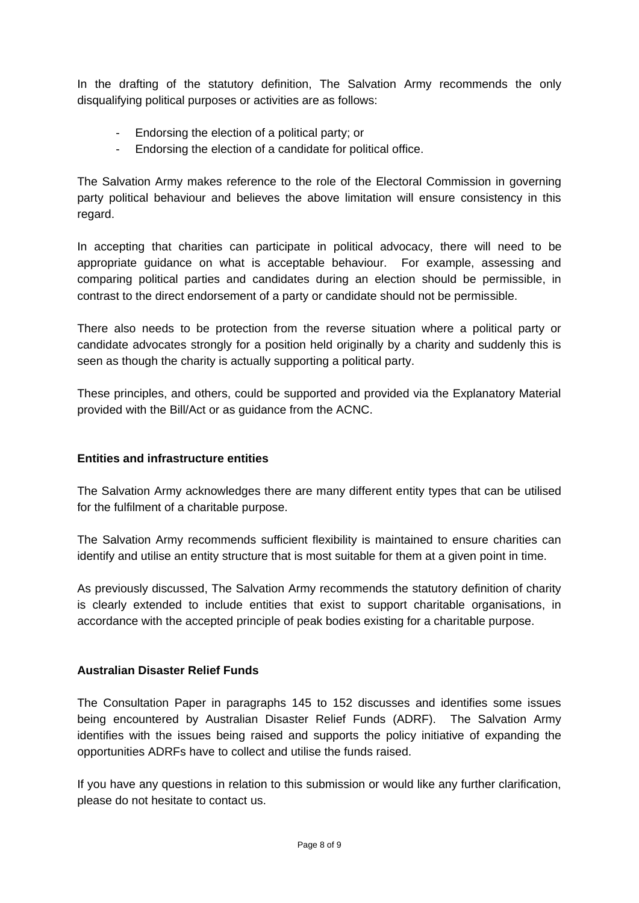In the drafting of the statutory definition, The Salvation Army recommends the only disqualifying political purposes or activities are as follows:

- Endorsing the election of a political party; or
- Endorsing the election of a candidate for political office.

The Salvation Army makes reference to the role of the Electoral Commission in governing party political behaviour and believes the above limitation will ensure consistency in this regard.

In accepting that charities can participate in political advocacy, there will need to be appropriate guidance on what is acceptable behaviour. For example, assessing and comparing political parties and candidates during an election should be permissible, in contrast to the direct endorsement of a party or candidate should not be permissible.

There also needs to be protection from the reverse situation where a political party or candidate advocates strongly for a position held originally by a charity and suddenly this is seen as though the charity is actually supporting a political party.

These principles, and others, could be supported and provided via the Explanatory Material provided with the Bill/Act or as guidance from the ACNC.

**Entities and infrastructure entities**

The Salvation Army acknowledges there are many different entity types that can be utilised for the fulfilment of a charitable purpose.

The Salvation Army recommends sufficient flexibility is maintained to ensure charities can identify and utilise an entity structure that is most suitable for them at a given point in time.

As previously discussed, The Salvation Army recommends the statutory definition of charity is clearly extended to include entities that exist to support charitable organisations, in accordance with the accepted principle of peak bodies existing for a charitable purpose.

**Australian Disaster Relief Funds**

The Consultation Paper in paragraphs 145 to 152 discusses and identifies some issues being encountered by Australian Disaster Relief Funds (ADRF). The Salvation Army identifies with the issues being raised and supports the policy initiative of expanding the opportunities ADRFs have to collect and utilise the funds raised.

If you have any questions in relation to this submission or would like any further clarification, please do not hesitate to contact us.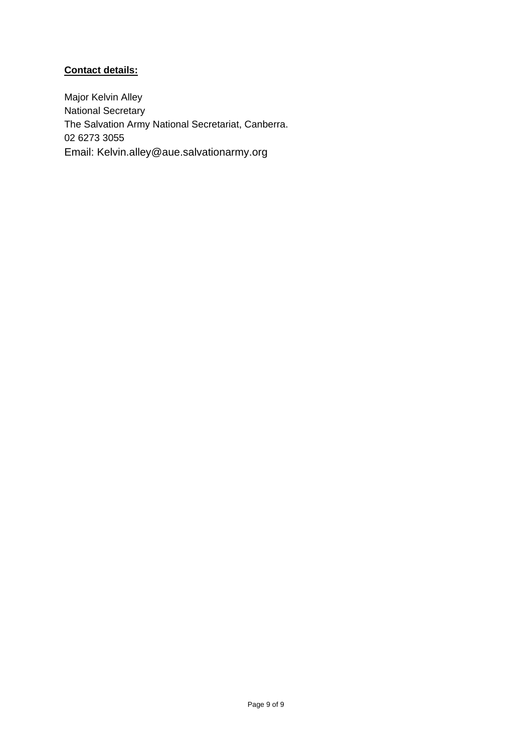**Contact details:**

Major Kelvin Alley
National Secretary
The Salvation Army National Secretariat, Canberra.
02 6273 3055
Email: Kelvin.alley@aue.salvationarmy.org